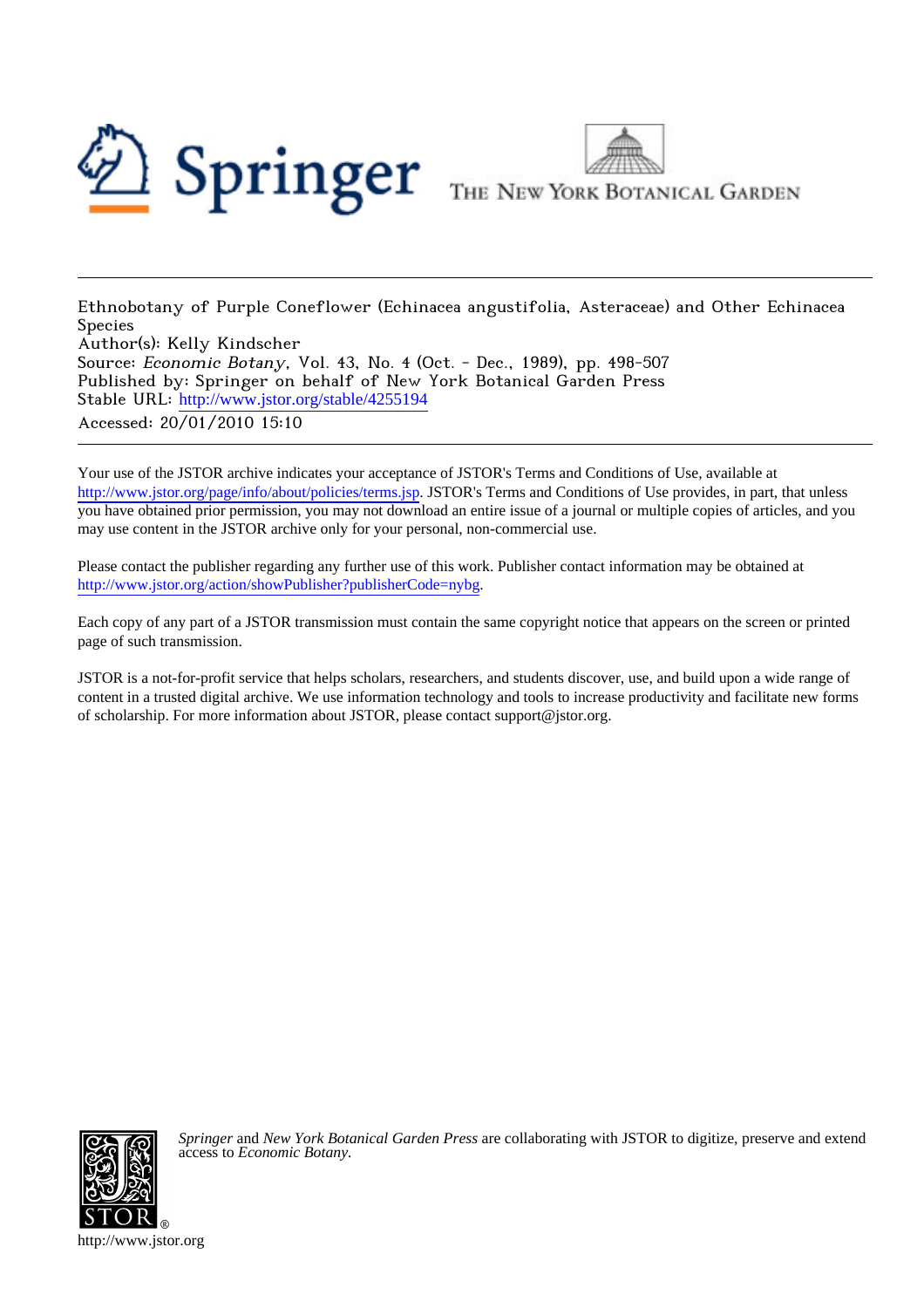Ethnobotany of Purple Coneflower (Echinacea angustifolia, Asteraceae) and Other Echinacea Species
Author(s): Kelly Kindscher
Source: *Economic Botany*, Vol. 43, No. 4 (Oct. - Dec., 1989), pp. 498-507
Published by: Springer on behalf of New York Botanical Garden Press
Stable URL: http://www.jstor.org/stable/4255194
Accessed: 20/01/2010 15:10

Your use of the JSTOR archive indicates your acceptance of JSTOR's Terms and Conditions of Use, available at http://www.jstor.org/page/info/about/policies/terms.jsp. JSTOR's Terms and Conditions of Use provides, in part, that unless you have obtained prior permission, you may not download an entire issue of a journal or multiple copies of articles, and you may use content in the JSTOR archive only for your personal, non-commercial use.

Please contact the publisher regarding any further use of this work. Publisher contact information may be obtained at http://www.jstor.org/action/showPublisher?publisherCode=nybg.

Each copy of any part of a JSTOR transmission must contain the same copyright notice that appears on the screen or printed page of such transmission.

JSTOR is a not-for-profit service that helps scholars, researchers, and students discover, use, and build upon a wide range of content in a trusted digital archive. We use information technology and tools to increase productivity and facilitate new forms of scholarship. For more information about JSTOR, please contact support@jstor.org.

*Springer* and *New York Botanical Garden Press* are collaborating with JSTOR to digitize, preserve and extend access to *Economic Botany*.

http://www.jstor.org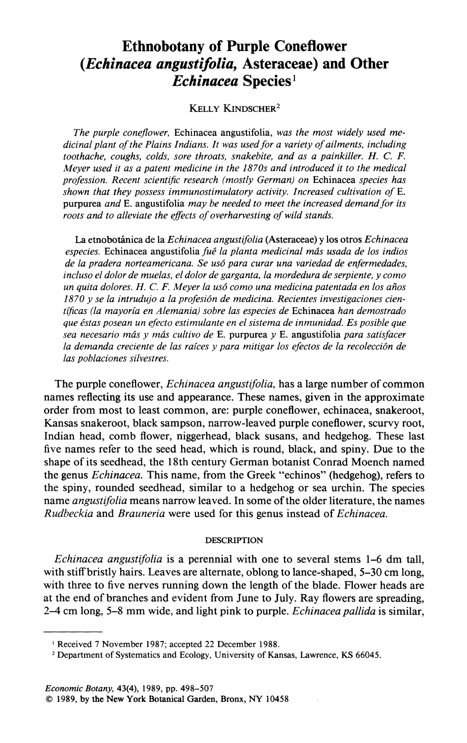# Ethnobotany of Purple Coneflower (*Echinacea angustifolia*, Asteraceae) and Other *Echinacea* Species[1]

KELLY KINDSCHER[2]

*The purple coneflower,* Echinacea angustifolia, *was the most widely used medicinal plant of the Plains Indians. It was used for a variety of ailments, including toothache, coughs, colds, sore throats, snakebite, and as a painkiller. H. C. F. Meyer used it as a patent medicine in the 1870s and introduced it to the medical profession. Recent scientific research (mostly German) on* Echinacea *species has shown that they possess immunostimulatory activity. Increased cultivation of* E. purpurea *and* E. angustifolia *may be needed to meet the increased demand for its roots and to alleviate the effects of overharvesting of wild stands.*

La etnobotánica de la *Echinacea angustifolia* (Asteraceae) y los otros *Echinacea especies.* Echinacea angustifolia *fué la planta medicinal más usada de los indios de la pradera norteamericana. Se usó para curar una variedad de enfermedades, incluso el dolor de muelas, el dolor de garganta, la mordedura de serpiente, y como un quita dolores. H. C. F. Meyer la usó como una medicina patentada en los años 1870 y se la intrudujo a la profesión de medicina. Recientes investigaciones científicas (la mayoría en Alemania) sobre las especies de* Echinacea *han demostrado que éstas posean un efecto estimulante en el sistema de inmunidad. Es posible que sea necesario más y más cultivo de* E. purpurea *y* E. angustifolia *para satisfacer la demanda creciente de las raíces y para mitigar los efectos de la recolección de las poblaciones silvestres.*

The purple coneflower, *Echinacea angustifolia,* has a large number of common names reflecting its use and appearance. These names, given in the approximate order from most to least common, are: purple coneflower, echinacea, snakeroot, Kansas snakeroot, black sampson, narrow-leaved purple coneflower, scurvy root, Indian head, comb flower, niggerhead, black susans, and hedgehog. These last five names refer to the seed head, which is round, black, and spiny. Due to the shape of its seedhead, the 18th century German botanist Conrad Moench named the genus *Echinacea.* This name, from the Greek "echinos" (hedgehog), refers to the spiny, rounded seedhead, similar to a hedgehog or sea urchin. The species name *angustifolia* means narrow leaved. In some of the older literature, the names *Rudbeckia* and *Brauneria* were used for this genus instead of *Echinacea.*

## DESCRIPTION

*Echinacea angustifolia* is a perennial with one to several stems 1–6 dm tall, with stiff bristly hairs. Leaves are alternate, oblong to lance-shaped, 5–30 cm long, with three to five nerves running down the length of the blade. Flower heads are at the end of branches and evident from June to July. Ray flowers are spreading, 2–4 cm long, 5–8 mm wide, and light pink to purple. *Echinacea pallida* is similar,

[1] Received 7 November 1987; accepted 22 December 1988.

[2] Department of Systematics and Ecology, University of Kansas, Lawrence, KS 66045.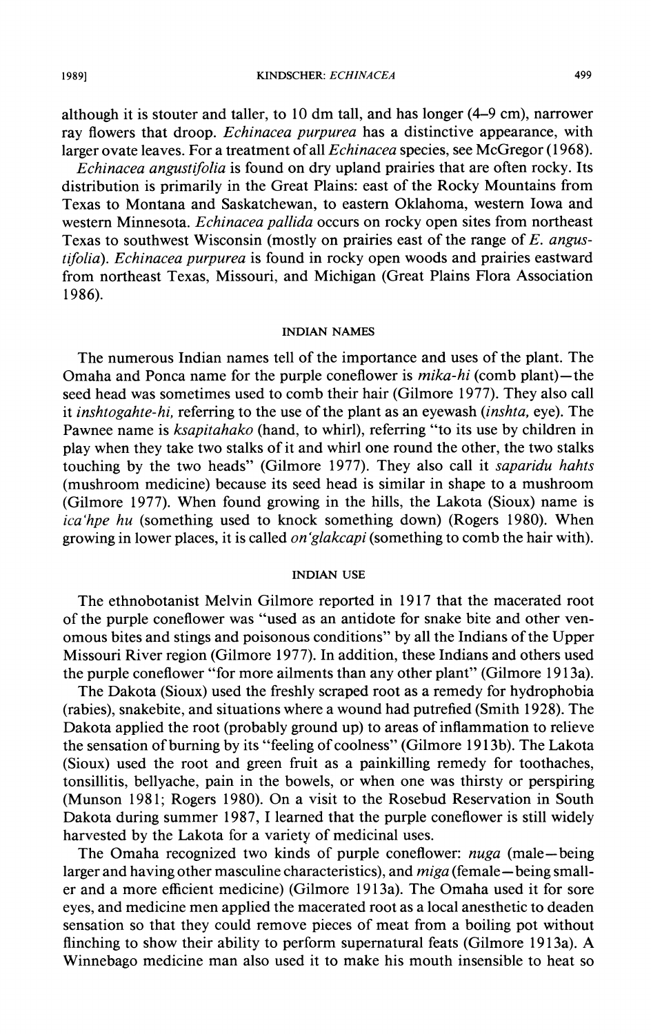although it is stouter and taller, to 10 dm tall, and has longer (4–9 cm), narrower ray flowers that droop. *Echinacea purpurea* has a distinctive appearance, with larger ovate leaves. For a treatment of all *Echinacea* species, see McGregor (1968).

*Echinacea angustifolia* is found on dry upland prairies that are often rocky. Its distribution is primarily in the Great Plains: east of the Rocky Mountains from Texas to Montana and Saskatchewan, to eastern Oklahoma, western Iowa and western Minnesota. *Echinacea pallida* occurs on rocky open sites from northeast Texas to southwest Wisconsin (mostly on prairies east of the range of *E. angustifolia*). *Echinacea purpurea* is found in rocky open woods and prairies eastward from northeast Texas, Missouri, and Michigan (Great Plains Flora Association 1986).

## INDIAN NAMES

The numerous Indian names tell of the importance and uses of the plant. The Omaha and Ponca name for the purple coneflower is *mika-hi* (comb plant)—the seed head was sometimes used to comb their hair (Gilmore 1977). They also call it *inshtogahte-hi,* referring to the use of the plant as an eyewash (*inshta,* eye). The Pawnee name is *ksapitahako* (hand, to whirl), referring "to its use by children in play when they take two stalks of it and whirl one round the other, the two stalks touching by the two heads" (Gilmore 1977). They also call it *saparidu hahts* (mushroom medicine) because its seed head is similar in shape to a mushroom (Gilmore 1977). When found growing in the hills, the Lakota (Sioux) name is *ica'hpe hu* (something used to knock something down) (Rogers 1980). When growing in lower places, it is called *on'glakcapi* (something to comb the hair with).

## INDIAN USE

The ethnobotanist Melvin Gilmore reported in 1917 that the macerated root of the purple coneflower was "used as an antidote for snake bite and other venomous bites and stings and poisonous conditions" by all the Indians of the Upper Missouri River region (Gilmore 1977). In addition, these Indians and others used the purple coneflower "for more ailments than any other plant" (Gilmore 1913a).

The Dakota (Sioux) used the freshly scraped root as a remedy for hydrophobia (rabies), snakebite, and situations where a wound had putrefied (Smith 1928). The Dakota applied the root (probably ground up) to areas of inflammation to relieve the sensation of burning by its "feeling of coolness" (Gilmore 1913b). The Lakota (Sioux) used the root and green fruit as a painkilling remedy for toothaches, tonsillitis, bellyache, pain in the bowels, or when one was thirsty or perspiring (Munson 1981; Rogers 1980). On a visit to the Rosebud Reservation in South Dakota during summer 1987, I learned that the purple coneflower is still widely harvested by the Lakota for a variety of medicinal uses.

The Omaha recognized two kinds of purple coneflower: *nuga* (male—being larger and having other masculine characteristics), and *miga* (female—being smaller and a more efficient medicine) (Gilmore 1913a). The Omaha used it for sore eyes, and medicine men applied the macerated root as a local anesthetic to deaden sensation so that they could remove pieces of meat from a boiling pot without flinching to show their ability to perform supernatural feats (Gilmore 1913a). A Winnebago medicine man also used it to make his mouth insensible to heat so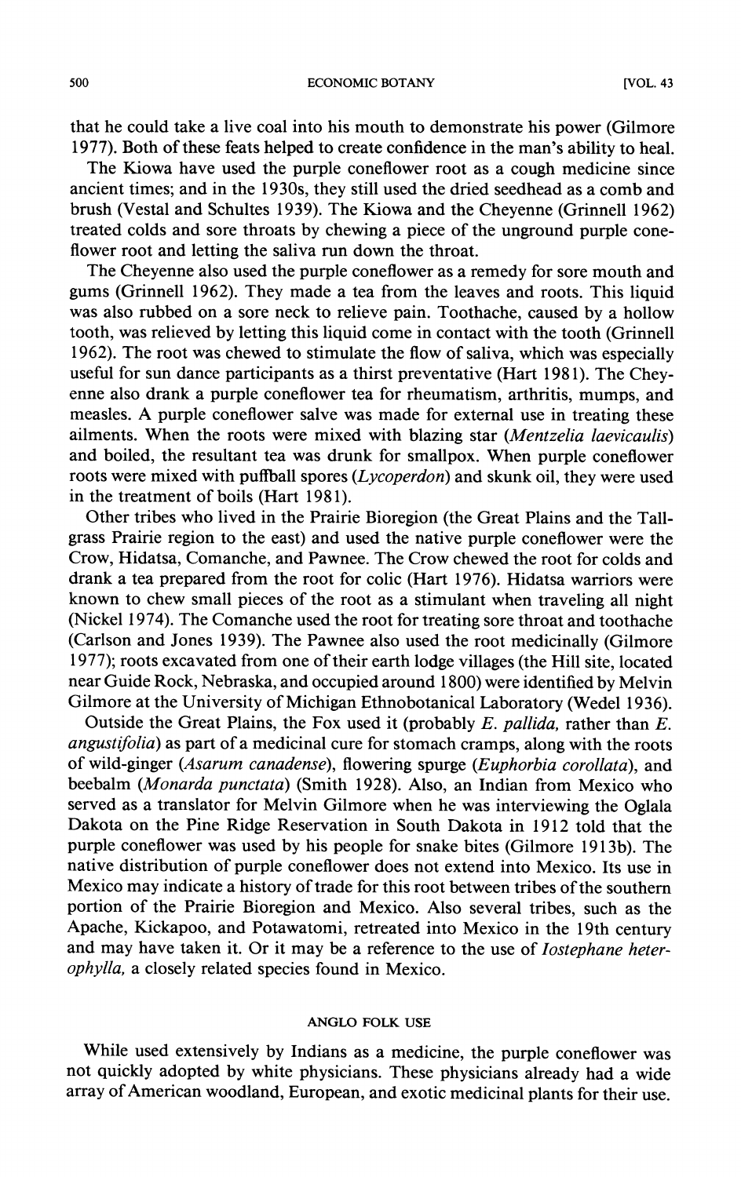that he could take a live coal into his mouth to demonstrate his power (Gilmore 1977). Both of these feats helped to create confidence in the man's ability to heal.

The Kiowa have used the purple coneflower root as a cough medicine since ancient times; and in the 1930s, they still used the dried seedhead as a comb and brush (Vestal and Schultes 1939). The Kiowa and the Cheyenne (Grinnell 1962) treated colds and sore throats by chewing a piece of the unground purple coneflower root and letting the saliva run down the throat.

The Cheyenne also used the purple coneflower as a remedy for sore mouth and gums (Grinnell 1962). They made a tea from the leaves and roots. This liquid was also rubbed on a sore neck to relieve pain. Toothache, caused by a hollow tooth, was relieved by letting this liquid come in contact with the tooth (Grinnell 1962). The root was chewed to stimulate the flow of saliva, which was especially useful for sun dance participants as a thirst preventative (Hart 1981). The Cheyenne also drank a purple coneflower tea for rheumatism, arthritis, mumps, and measles. A purple coneflower salve was made for external use in treating these ailments. When the roots were mixed with blazing star (*Mentzelia laevicaulis*) and boiled, the resultant tea was drunk for smallpox. When purple coneflower roots were mixed with puffball spores (*Lycoperdon*) and skunk oil, they were used in the treatment of boils (Hart 1981).

Other tribes who lived in the Prairie Bioregion (the Great Plains and the Tallgrass Prairie region to the east) and used the native purple coneflower were the Crow, Hidatsa, Comanche, and Pawnee. The Crow chewed the root for colds and drank a tea prepared from the root for colic (Hart 1976). Hidatsa warriors were known to chew small pieces of the root as a stimulant when traveling all night (Nickel 1974). The Comanche used the root for treating sore throat and toothache (Carlson and Jones 1939). The Pawnee also used the root medicinally (Gilmore 1977); roots excavated from one of their earth lodge villages (the Hill site, located near Guide Rock, Nebraska, and occupied around 1800) were identified by Melvin Gilmore at the University of Michigan Ethnobotanical Laboratory (Wedel 1936).

Outside the Great Plains, the Fox used it (probably *E. pallida*, rather than *E. angustifolia*) as part of a medicinal cure for stomach cramps, along with the roots of wild-ginger (*Asarum canadense*), flowering spurge (*Euphorbia corollata*), and beebalm (*Monarda punctata*) (Smith 1928). Also, an Indian from Mexico who served as a translator for Melvin Gilmore when he was interviewing the Oglala Dakota on the Pine Ridge Reservation in South Dakota in 1912 told that the purple coneflower was used by his people for snake bites (Gilmore 1913b). The native distribution of purple coneflower does not extend into Mexico. Its use in Mexico may indicate a history of trade for this root between tribes of the southern portion of the Prairie Bioregion and Mexico. Also several tribes, such as the Apache, Kickapoo, and Potawatomi, retreated into Mexico in the 19th century and may have taken it. Or it may be a reference to the use of *Iostephane heterophylla*, a closely related species found in Mexico.

## ANGLO FOLK USE

While used extensively by Indians as a medicine, the purple coneflower was not quickly adopted by white physicians. These physicians already had a wide array of American woodland, European, and exotic medicinal plants for their use.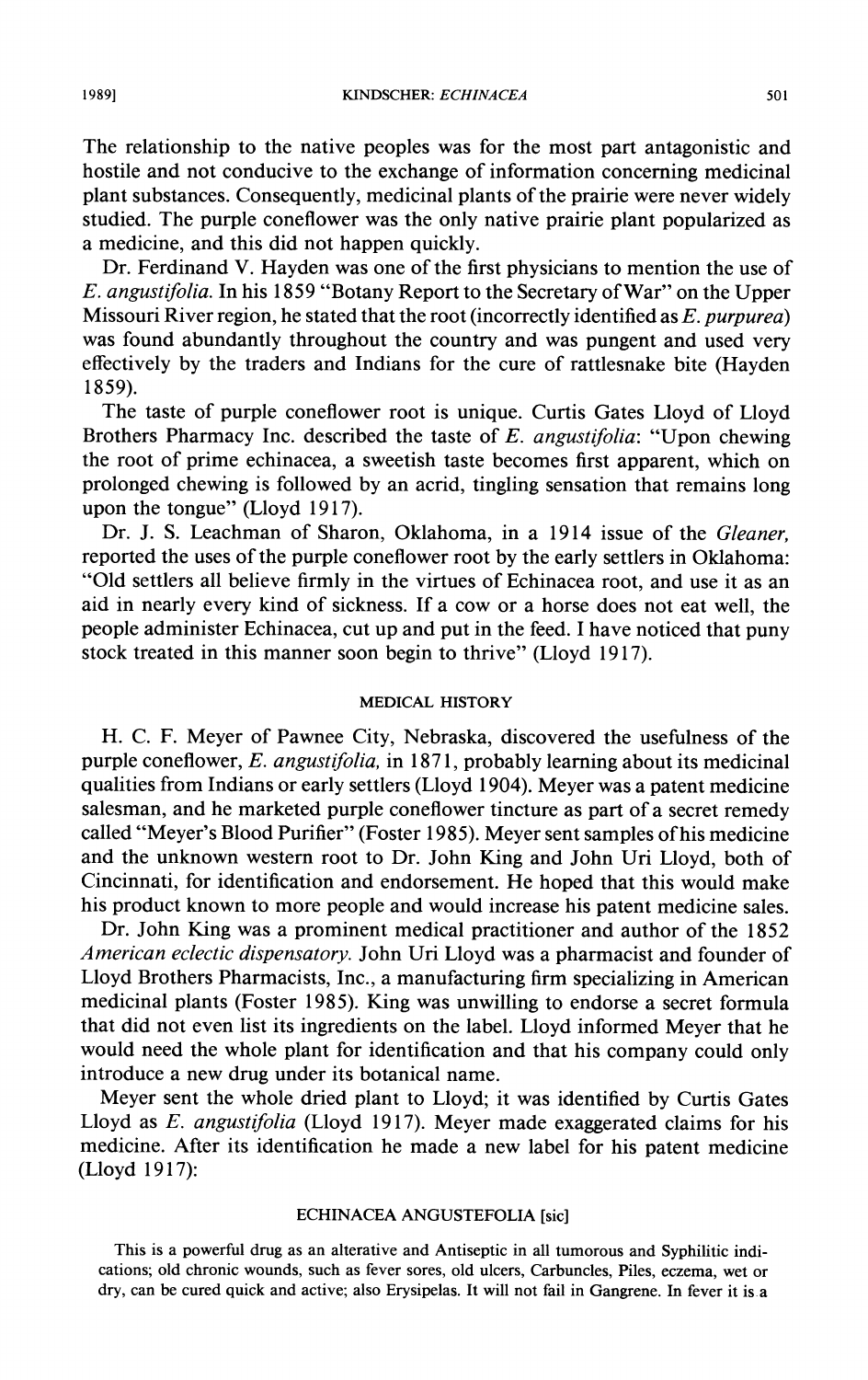The relationship to the native peoples was for the most part antagonistic and hostile and not conducive to the exchange of information concerning medicinal plant substances. Consequently, medicinal plants of the prairie were never widely studied. The purple coneflower was the only native prairie plant popularized as a medicine, and this did not happen quickly.

Dr. Ferdinand V. Hayden was one of the first physicians to mention the use of *E. angustifolia.* In his 1859 "Botany Report to the Secretary of War" on the Upper Missouri River region, he stated that the root (incorrectly identified as *E. purpurea*) was found abundantly throughout the country and was pungent and used very effectively by the traders and Indians for the cure of rattlesnake bite (Hayden 1859).

The taste of purple coneflower root is unique. Curtis Gates Lloyd of Lloyd Brothers Pharmacy Inc. described the taste of *E. angustifolia*: "Upon chewing the root of prime echinacea, a sweetish taste becomes first apparent, which on prolonged chewing is followed by an acrid, tingling sensation that remains long upon the tongue" (Lloyd 1917).

Dr. J. S. Leachman of Sharon, Oklahoma, in a 1914 issue of the *Gleaner,* reported the uses of the purple coneflower root by the early settlers in Oklahoma: "Old settlers all believe firmly in the virtues of Echinacea root, and use it as an aid in nearly every kind of sickness. If a cow or a horse does not eat well, the people administer Echinacea, cut up and put in the feed. I have noticed that puny stock treated in this manner soon begin to thrive" (Lloyd 1917).

## MEDICAL HISTORY

H. C. F. Meyer of Pawnee City, Nebraska, discovered the usefulness of the purple coneflower, *E. angustifolia,* in 1871, probably learning about its medicinal qualities from Indians or early settlers (Lloyd 1904). Meyer was a patent medicine salesman, and he marketed purple coneflower tincture as part of a secret remedy called "Meyer's Blood Purifier" (Foster 1985). Meyer sent samples of his medicine and the unknown western root to Dr. John King and John Uri Lloyd, both of Cincinnati, for identification and endorsement. He hoped that this would make his product known to more people and would increase his patent medicine sales.

Dr. John King was a prominent medical practitioner and author of the 1852 *American eclectic dispensatory.* John Uri Lloyd was a pharmacist and founder of Lloyd Brothers Pharmacists, Inc., a manufacturing firm specializing in American medicinal plants (Foster 1985). King was unwilling to endorse a secret formula that did not even list its ingredients on the label. Lloyd informed Meyer that he would need the whole plant for identification and that his company could only introduce a new drug under its botanical name.

Meyer sent the whole dried plant to Lloyd; it was identified by Curtis Gates Lloyd as *E. angustifolia* (Lloyd 1917). Meyer made exaggerated claims for his medicine. After its identification he made a new label for his patent medicine (Lloyd 1917):

ECHINACEA ANGUSTEFOLIA [sic]

This is a powerful drug as an alterative and Antiseptic in all tumorous and Syphilitic indications; old chronic wounds, such as fever sores, old ulcers, Carbuncles, Piles, eczema, wet or dry, can be cured quick and active; also Erysipelas. It will not fail in Gangrene. In fever it is a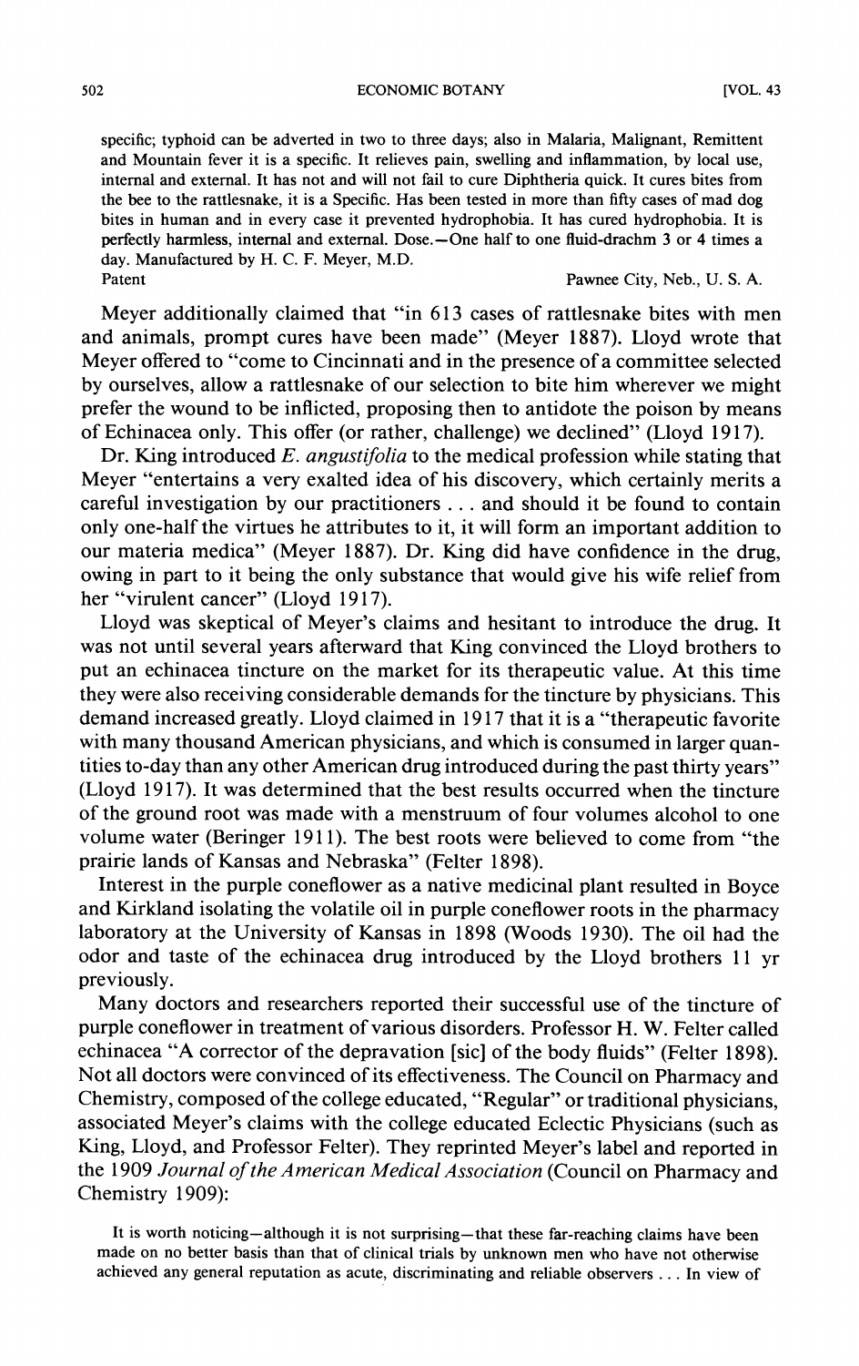specific; typhoid can be adverted in two to three days; also in Malaria, Malignant, Remittent and Mountain fever it is a specific. It relieves pain, swelling and inflammation, by local use, internal and external. It has not and will not fail to cure Diphtheria quick. It cures bites from the bee to the rattlesnake, it is a Specific. Has been tested in more than fifty cases of mad dog bites in human and in every case it prevented hydrophobia. It has cured hydrophobia. It is perfectly harmless, internal and external. Dose.—One half to one fluid-drachm 3 or 4 times a day. Manufactured by H. C. F. Meyer, M.D.
Patent Pawnee City, Neb., U. S. A.

Meyer additionally claimed that "in 613 cases of rattlesnake bites with men and animals, prompt cures have been made" (Meyer 1887). Lloyd wrote that Meyer offered to "come to Cincinnati and in the presence of a committee selected by ourselves, allow a rattlesnake of our selection to bite him wherever we might prefer the wound to be inflicted, proposing then to antidote the poison by means of Echinacea only. This offer (or rather, challenge) we declined" (Lloyd 1917).

Dr. King introduced *E. angustifolia* to the medical profession while stating that Meyer "entertains a very exalted idea of his discovery, which certainly merits a careful investigation by our practitioners . . . and should it be found to contain only one-half the virtues he attributes to it, it will form an important addition to our materia medica" (Meyer 1887). Dr. King did have confidence in the drug, owing in part to it being the only substance that would give his wife relief from her "virulent cancer" (Lloyd 1917).

Lloyd was skeptical of Meyer's claims and hesitant to introduce the drug. It was not until several years afterward that King convinced the Lloyd brothers to put an echinacea tincture on the market for its therapeutic value. At this time they were also receiving considerable demands for the tincture by physicians. This demand increased greatly. Lloyd claimed in 1917 that it is a "therapeutic favorite with many thousand American physicians, and which is consumed in larger quantities to-day than any other American drug introduced during the past thirty years" (Lloyd 1917). It was determined that the best results occurred when the tincture of the ground root was made with a menstruum of four volumes alcohol to one volume water (Beringer 1911). The best roots were believed to come from "the prairie lands of Kansas and Nebraska" (Felter 1898).

Interest in the purple coneflower as a native medicinal plant resulted in Boyce and Kirkland isolating the volatile oil in purple coneflower roots in the pharmacy laboratory at the University of Kansas in 1898 (Woods 1930). The oil had the odor and taste of the echinacea drug introduced by the Lloyd brothers 11 yr previously.

Many doctors and researchers reported their successful use of the tincture of purple coneflower in treatment of various disorders. Professor H. W. Felter called echinacea "A corrector of the depravation [sic] of the body fluids" (Felter 1898). Not all doctors were convinced of its effectiveness. The Council on Pharmacy and Chemistry, composed of the college educated, "Regular" or traditional physicians, associated Meyer's claims with the college educated Eclectic Physicians (such as King, Lloyd, and Professor Felter). They reprinted Meyer's label and reported in the 1909 *Journal of the American Medical Association* (Council on Pharmacy and Chemistry 1909):

> It is worth noticing—although it is not surprising—that these far-reaching claims have been made on no better basis than that of clinical trials by unknown men who have not otherwise achieved any general reputation as acute, discriminating and reliable observers . . . In view of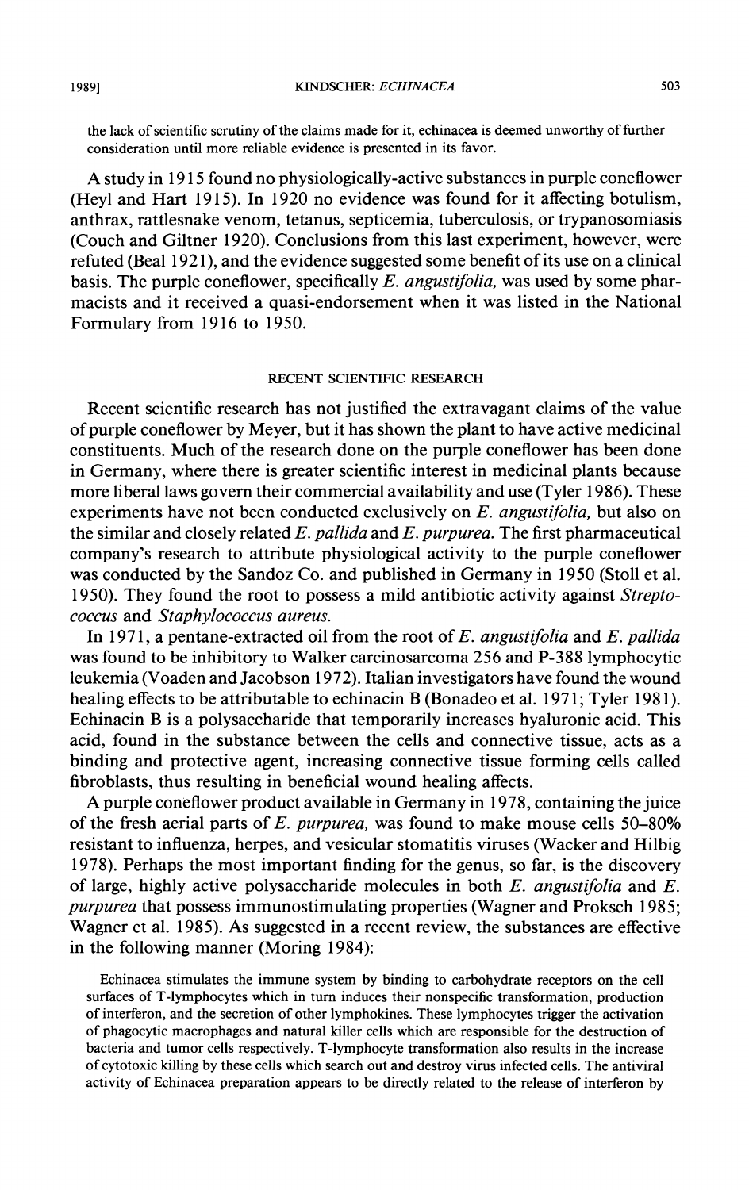the lack of scientific scrutiny of the claims made for it, echinacea is deemed unworthy of further consideration until more reliable evidence is presented in its favor.

A study in 1915 found no physiologically-active substances in purple coneflower (Heyl and Hart 1915). In 1920 no evidence was found for it affecting botulism, anthrax, rattlesnake venom, tetanus, septicemia, tuberculosis, or trypanosomiasis (Couch and Giltner 1920). Conclusions from this last experiment, however, were refuted (Beal 1921), and the evidence suggested some benefit of its use on a clinical basis. The purple coneflower, specifically *E. angustifolia,* was used by some pharmacists and it received a quasi-endorsement when it was listed in the National Formulary from 1916 to 1950.

## RECENT SCIENTIFIC RESEARCH

Recent scientific research has not justified the extravagant claims of the value of purple coneflower by Meyer, but it has shown the plant to have active medicinal constituents. Much of the research done on the purple coneflower has been done in Germany, where there is greater scientific interest in medicinal plants because more liberal laws govern their commercial availability and use (Tyler 1986). These experiments have not been conducted exclusively on *E. angustifolia,* but also on the similar and closely related *E. pallida* and *E. purpurea.* The first pharmaceutical company's research to attribute physiological activity to the purple coneflower was conducted by the Sandoz Co. and published in Germany in 1950 (Stoll et al. 1950). They found the root to possess a mild antibiotic activity against *Streptococcus* and *Staphylococcus aureus.*

In 1971, a pentane-extracted oil from the root of *E. angustifolia* and *E. pallida* was found to be inhibitory to Walker carcinosarcoma 256 and P-388 lymphocytic leukemia (Voaden and Jacobson 1972). Italian investigators have found the wound healing effects to be attributable to echinacin B (Bonadeo et al. 1971; Tyler 1981). Echinacin B is a polysaccharide that temporarily increases hyaluronic acid. This acid, found in the substance between the cells and connective tissue, acts as a binding and protective agent, increasing connective tissue forming cells called fibroblasts, thus resulting in beneficial wound healing affects.

A purple coneflower product available in Germany in 1978, containing the juice of the fresh aerial parts of *E. purpurea,* was found to make mouse cells 50–80% resistant to influenza, herpes, and vesicular stomatitis viruses (Wacker and Hilbig 1978). Perhaps the most important finding for the genus, so far, is the discovery of large, highly active polysaccharide molecules in both *E. angustifolia* and *E. purpurea* that possess immunostimulating properties (Wagner and Proksch 1985; Wagner et al. 1985). As suggested in a recent review, the substances are effective in the following manner (Moring 1984):

> Echinacea stimulates the immune system by binding to carbohydrate receptors on the cell surfaces of T-lymphocytes which in turn induces their nonspecific transformation, production of interferon, and the secretion of other lymphokines. These lymphocytes trigger the activation of phagocytic macrophages and natural killer cells which are responsible for the destruction of bacteria and tumor cells respectively. T-lymphocyte transformation also results in the increase of cytotoxic killing by these cells which search out and destroy virus infected cells. The antiviral activity of Echinacea preparation appears to be directly related to the release of interferon by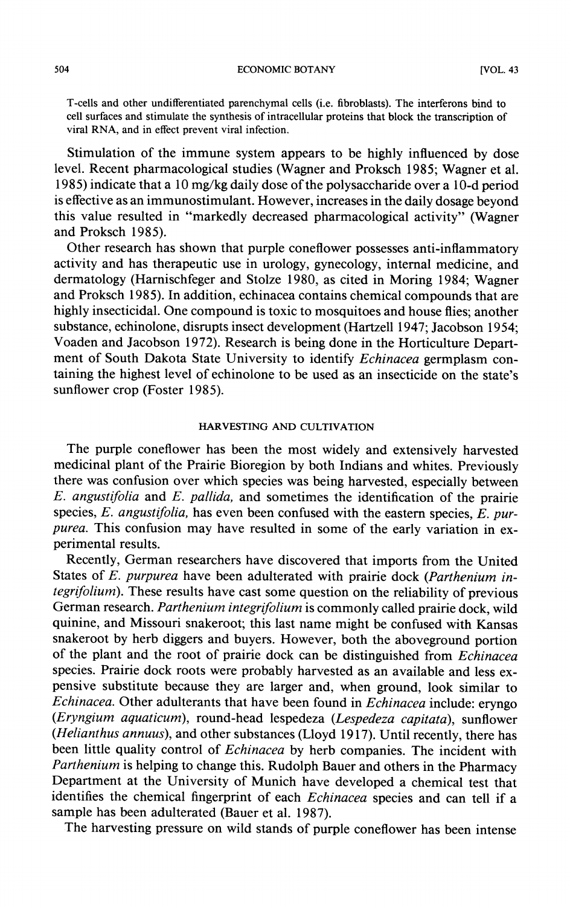T-cells and other undifferentiated parenchymal cells (i.e. fibroblasts). The interferons bind to cell surfaces and stimulate the synthesis of intracellular proteins that block the transcription of viral RNA, and in effect prevent viral infection.

Stimulation of the immune system appears to be highly influenced by dose level. Recent pharmacological studies (Wagner and Proksch 1985; Wagner et al. 1985) indicate that a 10 mg/kg daily dose of the polysaccharide over a 10-d period is effective as an immunostimulant. However, increases in the daily dosage beyond this value resulted in "markedly decreased pharmacological activity" (Wagner and Proksch 1985).

Other research has shown that purple coneflower possesses anti-inflammatory activity and has therapeutic use in urology, gynecology, internal medicine, and dermatology (Harnischfeger and Stolze 1980, as cited in Moring 1984; Wagner and Proksch 1985). In addition, echinacea contains chemical compounds that are highly insecticidal. One compound is toxic to mosquitoes and house flies; another substance, echinolone, disrupts insect development (Hartzell 1947; Jacobson 1954; Voaden and Jacobson 1972). Research is being done in the Horticulture Department of South Dakota State University to identify *Echinacea* germplasm containing the highest level of echinolone to be used as an insecticide on the state's sunflower crop (Foster 1985).

## HARVESTING AND CULTIVATION

The purple coneflower has been the most widely and extensively harvested medicinal plant of the Prairie Bioregion by both Indians and whites. Previously there was confusion over which species was being harvested, especially between *E. angustifolia* and *E. pallida*, and sometimes the identification of the prairie species, *E. angustifolia*, has even been confused with the eastern species, *E. purpurea*. This confusion may have resulted in some of the early variation in experimental results.

Recently, German researchers have discovered that imports from the United States of *E. purpurea* have been adulterated with prairie dock (*Parthenium integrifolium*). These results have cast some question on the reliability of previous German research. *Parthenium integrifolium* is commonly called prairie dock, wild quinine, and Missouri snakeroot; this last name might be confused with Kansas snakeroot by herb diggers and buyers. However, both the aboveground portion of the plant and the root of prairie dock can be distinguished from *Echinacea* species. Prairie dock roots were probably harvested as an available and less expensive substitute because they are larger and, when ground, look similar to *Echinacea*. Other adulterants that have been found in *Echinacea* include: eryngo (*Eryngium aquaticum*), round-head lespedeza (*Lespedeza capitata*), sunflower (*Helianthus annuus*), and other substances (Lloyd 1917). Until recently, there has been little quality control of *Echinacea* by herb companies. The incident with *Parthenium* is helping to change this. Rudolph Bauer and others in the Pharmacy Department at the University of Munich have developed a chemical test that identifies the chemical fingerprint of each *Echinacea* species and can tell if a sample has been adulterated (Bauer et al. 1987).

The harvesting pressure on wild stands of purple coneflower has been intense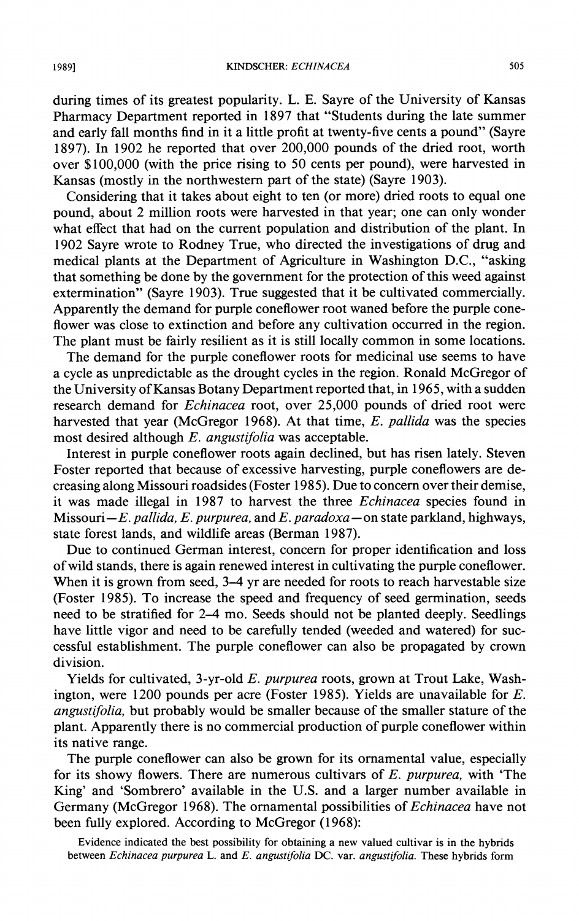during times of its greatest popularity. L. E. Sayre of the University of Kansas Pharmacy Department reported in 1897 that "Students during the late summer and early fall months find in it a little profit at twenty-five cents a pound" (Sayre 1897). In 1902 he reported that over 200,000 pounds of the dried root, worth over $100,000 (with the price rising to 50 cents per pound), were harvested in Kansas (mostly in the northwestern part of the state) (Sayre 1903).

Considering that it takes about eight to ten (or more) dried roots to equal one pound, about 2 million roots were harvested in that year; one can only wonder what effect that had on the current population and distribution of the plant. In 1902 Sayre wrote to Rodney True, who directed the investigations of drug and medical plants at the Department of Agriculture in Washington D.C., "asking that something be done by the government for the protection of this weed against extermination" (Sayre 1903). True suggested that it be cultivated commercially. Apparently the demand for purple coneflower root waned before the purple coneflower was close to extinction and before any cultivation occurred in the region. The plant must be fairly resilient as it is still locally common in some locations.

The demand for the purple coneflower roots for medicinal use seems to have a cycle as unpredictable as the drought cycles in the region. Ronald McGregor of the University of Kansas Botany Department reported that, in 1965, with a sudden research demand for *Echinacea* root, over 25,000 pounds of dried root were harvested that year (McGregor 1968). At that time, *E. pallida* was the species most desired although *E. angustifolia* was acceptable.

Interest in purple coneflower roots again declined, but has risen lately. Steven Foster reported that because of excessive harvesting, purple coneflowers are decreasing along Missouri roadsides (Foster 1985). Due to concern over their demise, it was made illegal in 1987 to harvest the three *Echinacea* species found in Missouri—*E. pallida, E. purpurea,* and *E. paradoxa*—on state parkland, highways, state forest lands, and wildlife areas (Berman 1987).

Due to continued German interest, concern for proper identification and loss of wild stands, there is again renewed interest in cultivating the purple coneflower. When it is grown from seed, 3–4 yr are needed for roots to reach harvestable size (Foster 1985). To increase the speed and frequency of seed germination, seeds need to be stratified for 2–4 mo. Seeds should not be planted deeply. Seedlings have little vigor and need to be carefully tended (weeded and watered) for successful establishment. The purple coneflower can also be propagated by crown division.

Yields for cultivated, 3-yr-old *E. purpurea* roots, grown at Trout Lake, Washington, were 1200 pounds per acre (Foster 1985). Yields are unavailable for *E. angustifolia,* but probably would be smaller because of the smaller stature of the plant. Apparently there is no commercial production of purple coneflower within its native range.

The purple coneflower can also be grown for its ornamental value, especially for its showy flowers. There are numerous cultivars of *E. purpurea,* with 'The King' and 'Sombrero' available in the U.S. and a larger number available in Germany (McGregor 1968). The ornamental possibilities of *Echinacea* have not been fully explored. According to McGregor (1968):

> Evidence indicated the best possibility for obtaining a new valued cultivar is in the hybrids between *Echinacea purpurea* L. and *E. angustifolia* DC. var. *angustifolia.* These hybrids form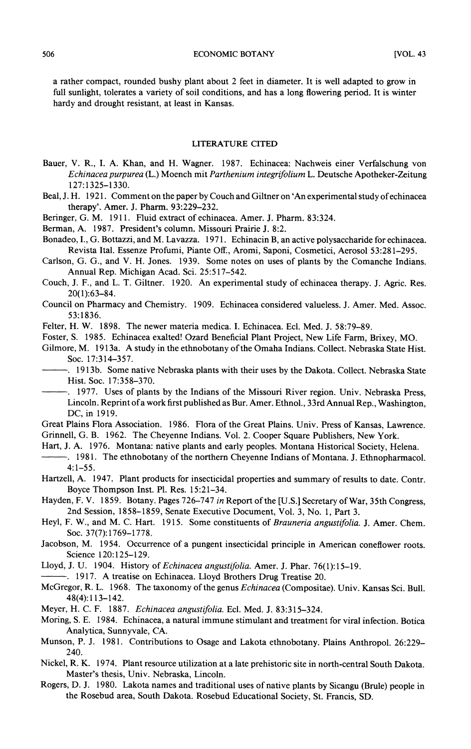a rather compact, rounded bushy plant about 2 feet in diameter. It is well adapted to grow in full sunlight, tolerates a variety of soil conditions, and has a long flowering period. It is winter hardy and drought resistant, at least in Kansas.

## LITERATURE CITED

Bauer, V. R., I. A. Khan, and H. Wagner. 1987. Echinacea: Nachweis einer Verfalschung von *Echinacea purpurea* (L.) Moench mit *Parthenium integrifolium* L. Deutsche Apotheker-Zeitung 127:1325–1330.

Beal, J. H. 1921. Comment on the paper by Couch and Giltner on 'An experimental study of echinacea therapy'. Amer. J. Pharm. 93:229–232.

Beringer, G. M. 1911. Fluid extract of echinacea. Amer. J. Pharm. 83:324.

Berman, A. 1987. President's column. Missouri Prairie J. 8:2.

Bonadeo, I., G. Bottazzi, and M. Lavazza. 1971. Echinacin B, an active polysaccharide for echinacea. Revista Ital. Essenze Profumi, Piante Off., Aromi, Saponi, Cosmetici, Aerosol 53:281–295.

Carlson, G. G., and V. H. Jones. 1939. Some notes on uses of plants by the Comanche Indians. Annual Rep. Michigan Acad. Sci. 25:517–542.

Couch, J. F., and L. T. Giltner. 1920. An experimental study of echinacea therapy. J. Agric. Res. 20(1):63–84.

Council on Pharmacy and Chemistry. 1909. Echinacea considered valueless. J. Amer. Med. Assoc. 53:1836.

Felter, H. W. 1898. The newer materia medica. I. Echinacea. Ecl. Med. J. 58:79–89.

Foster, S. 1985. Echinacea exalted! Ozard Beneficial Plant Project, New Life Farm, Brixey, MO.

Gilmore, M. 1913a. A study in the ethnobotany of the Omaha Indians. Collect. Nebraska State Hist. Soc. 17:314–357.

———. 1913b. Some native Nebraska plants with their uses by the Dakota. Collect. Nebraska State Hist. Soc. 17:358–370.

———. 1977. Uses of plants by the Indians of the Missouri River region. Univ. Nebraska Press, Lincoln. Reprint of a work first published as Bur. Amer. Ethnol., 33rd Annual Rep., Washington, DC, in 1919.

Great Plains Flora Association. 1986. Flora of the Great Plains. Univ. Press of Kansas, Lawrence.

Grinnell, G. B. 1962. The Cheyenne Indians. Vol. 2. Cooper Square Publishers, New York.

Hart, J. A. 1976. Montana: native plants and early peoples. Montana Historical Society, Helena.

———. 1981. The ethnobotany of the northern Cheyenne Indians of Montana. J. Ethnopharmacol. 4:1–55.

Hartzell, A. 1947. Plant products for insecticidal properties and summary of results to date. Contr. Boyce Thompson Inst. Pl. Res. 15:21–34.

Hayden, F. V. 1859. Botany. Pages 726–747 *in* Report of the [U.S.] Secretary of War, 35th Congress, 2nd Session, 1858–1859, Senate Executive Document, Vol. 3, No. 1, Part 3.

Heyl, F. W., and M. C. Hart. 1915. Some constituents of *Brauneria angustifolia*. J. Amer. Chem. Soc. 37(7):1769–1778.

Jacobson, M. 1954. Occurrence of a pungent insecticidal principle in American coneflower roots. Science 120:125–129.

Lloyd, J. U. 1904. History of *Echinacea angustifolia*. Amer. J. Phar. 76(1):15–19.

———. 1917. A treatise on Echinacea. Lloyd Brothers Drug Treatise 20.

McGregor, R. L. 1968. The taxonomy of the genus *Echinacea* (Compositae). Univ. Kansas Sci. Bull. 48(4):113–142.

Meyer, H. C. F. 1887. *Echinacea angustifolia*. Ecl. Med. J. 83:315–324.

Moring, S. E. 1984. Echinacea, a natural immune stimulant and treatment for viral infection. Botica Analytica, Sunnyvale, CA.

Munson, P. J. 1981. Contributions to Osage and Lakota ethnobotany. Plains Anthropol. 26:229–240.

Nickel, R. K. 1974. Plant resource utilization at a late prehistoric site in north-central South Dakota. Master's thesis, Univ. Nebraska, Lincoln.

Rogers, D. J. 1980. Lakota names and traditional uses of native plants by Sicangu (Brule) people in the Rosebud area, South Dakota. Rosebud Educational Society, St. Francis, SD.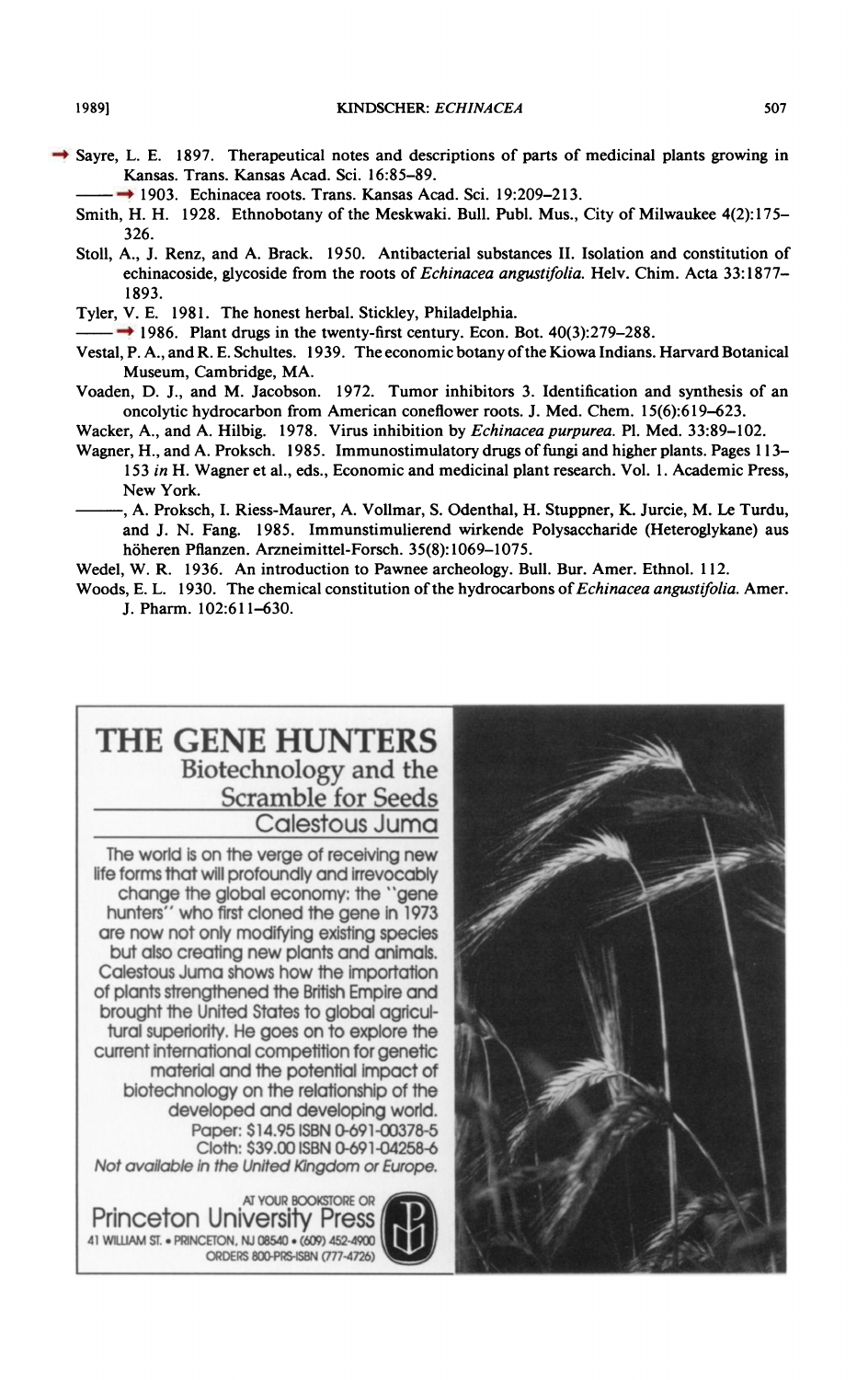Sayre, L. E. 1897. Therapeutical notes and descriptions of parts of medicinal plants growing in Kansas. Trans. Kansas Acad. Sci. 16:85–89.

——— 1903. Echinacea roots. Trans. Kansas Acad. Sci. 19:209–213.

Smith, H. H. 1928. Ethnobotany of the Meskwaki. Bull. Publ. Mus., City of Milwaukee 4(2):175–326.

Stoll, A., J. Renz, and A. Brack. 1950. Antibacterial substances II. Isolation and constitution of echinacoside, glycoside from the roots of *Echinacea angustifolia*. Helv. Chim. Acta 33:1877–1893.

Tyler, V. E. 1981. The honest herbal. Stickley, Philadelphia.

——— 1986. Plant drugs in the twenty-first century. Econ. Bot. 40(3):279–288.

Vestal, P. A., and R. E. Schultes. 1939. The economic botany of the Kiowa Indians. Harvard Botanical Museum, Cambridge, MA.

Voaden, D. J., and M. Jacobson. 1972. Tumor inhibitors 3. Identification and synthesis of an oncolytic hydrocarbon from American coneflower roots. J. Med. Chem. 15(6):619–623.

Wacker, A., and A. Hilbig. 1978. Virus inhibition by *Echinacea purpurea*. Pl. Med. 33:89–102.

Wagner, H., and A. Proksch. 1985. Immunostimulatory drugs of fungi and higher plants. Pages 113–153 *in* H. Wagner et al., eds., Economic and medicinal plant research. Vol. 1. Academic Press, New York.

———, A. Proksch, I. Riess-Maurer, A. Vollmar, S. Odenthal, H. Stuppner, K. Jurcie, M. Le Turdu, and J. N. Fang. 1985. Immunstimulierend wirkende Polysaccharide (Heteroglykane) aus höheren Pflanzen. Arzneimittel-Forsch. 35(8):1069–1075.

Wedel, W. R. 1936. An introduction to Pawnee archeology. Bull. Bur. Amer. Ethnol. 112.

Woods, E. L. 1930. The chemical constitution of the hydrocarbons of *Echinacea angustifolia*. Amer. J. Pharm. 102:611–630.

# THE GENE HUNTERS

## Biotechnology and the Scramble for Seeds

### Calestous Juma

The world is on the verge of receiving new life forms that will profoundly and irrevocably change the global economy: the "gene hunters" who first cloned the gene in 1973 are now not only modifying existing species but also creating new plants and animals. Calestous Juma shows how the importation of plants strengthened the British Empire and brought the United States to global agricultural superiority. He goes on to explore the current international competition for genetic material and the potential impact of biotechnology on the relationship of the developed and developing world.

Paper: $14.95 ISBN 0-691-00378-5

Cloth: $39.00 ISBN 0-691-04258-6

*Not available in the United Kingdom or Europe.*

AT YOUR BOOKSTORE OR

**Princeton University Press**

41 WILLIAM ST. • PRINCETON, NJ 08540 • (609) 452-4900

ORDERS 800-PRS-ISBN (777-4726)